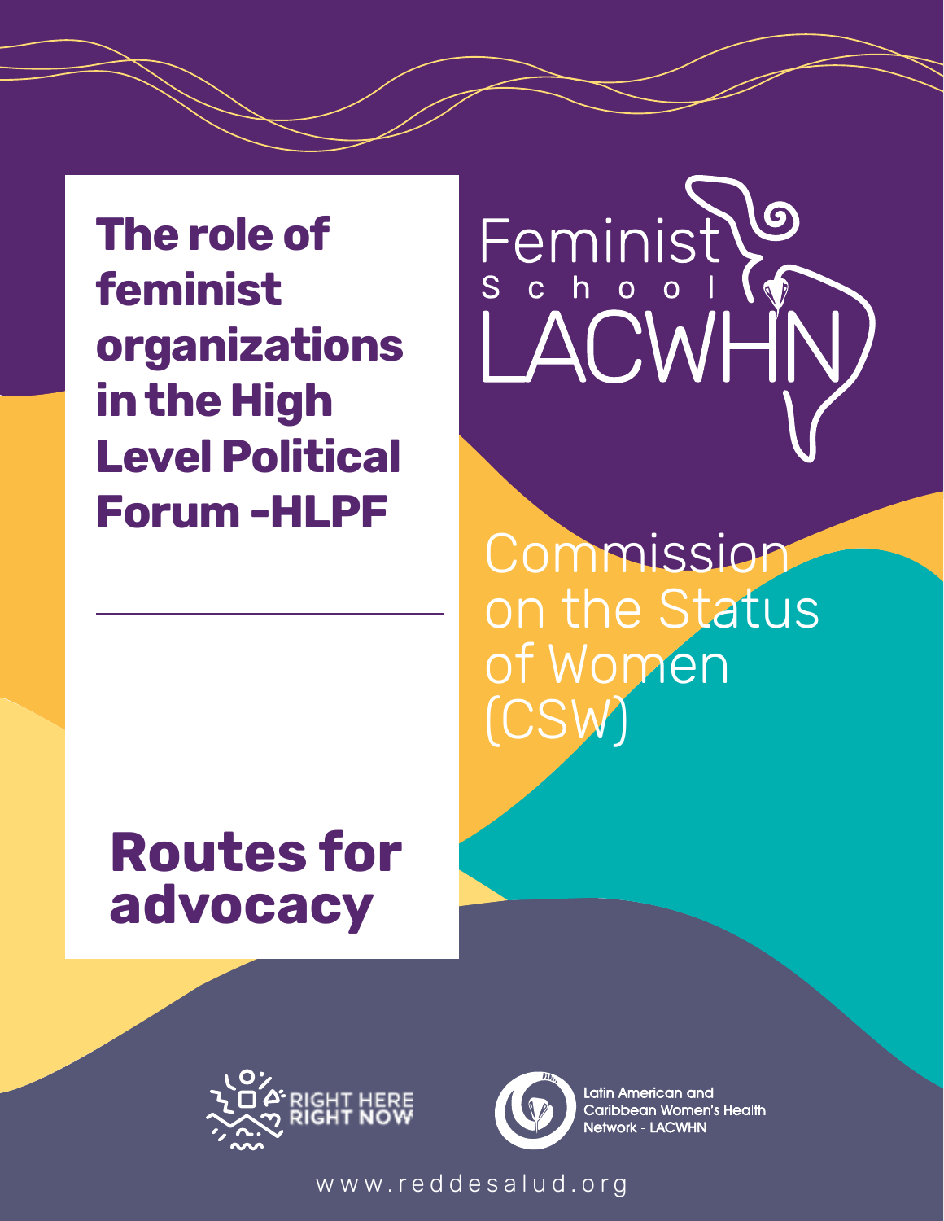# The role of feminist organizations in the High Level Political Forum -HLPF

Feminist School LACWHN

Commission on the Status of Women (CSW)

## Routes for advocacy

RIGHT HERE RIGHT NOW

Latin American and Caribbean Women's Health Network - LACWHN

www.reddesalud.org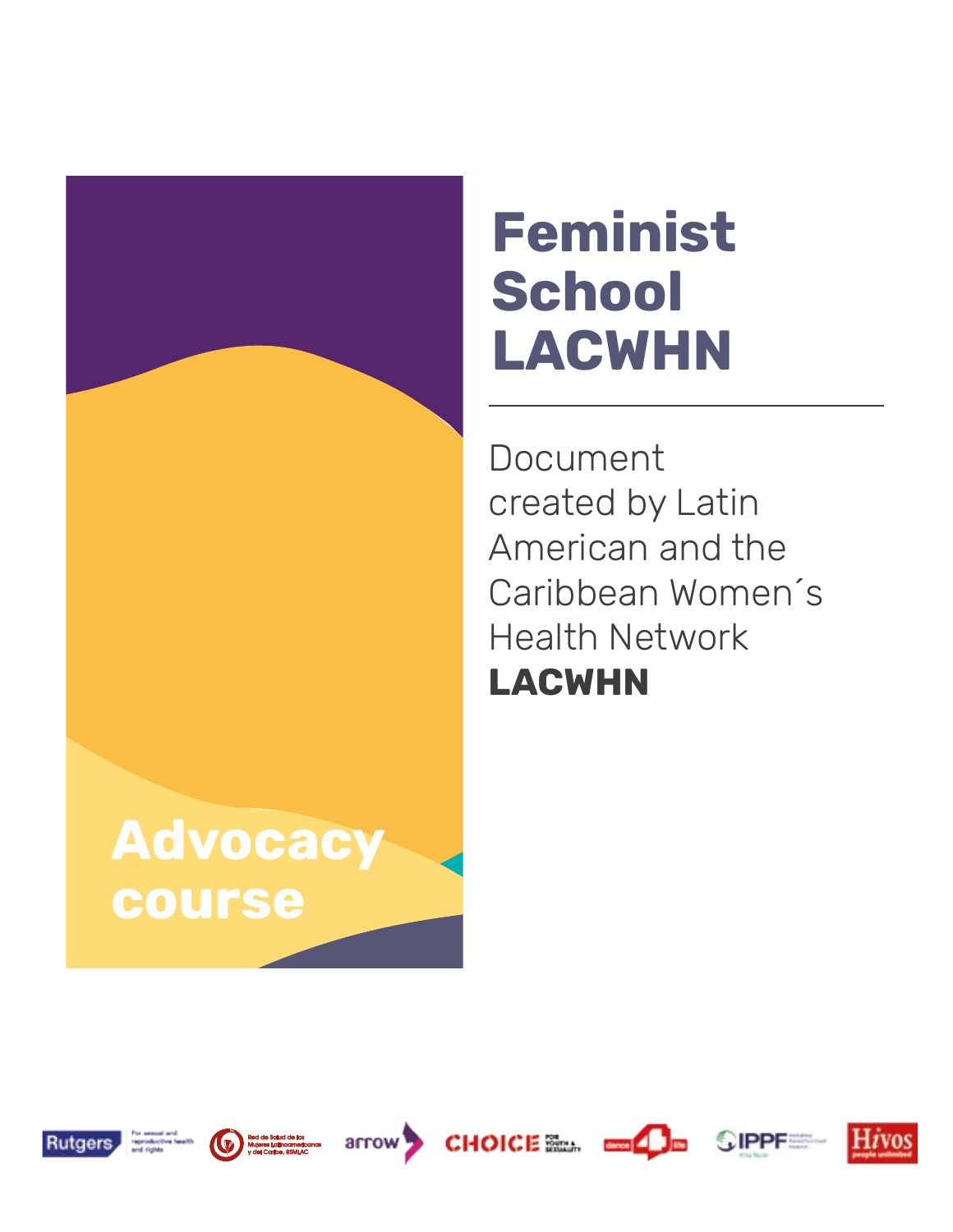# Feminist School LACWHN

Document created by Latin American and the Caribbean Women´s Health Network **LACWHN**

**Advocacy course**

Rutgers For sexual and reproductive health and rights

Red de Salud de las Mujeres Latinoamericanas y del Caribe, RSMLAC

arrow

CHOICE FOR YOUTH & SEXUALITY

dance 4 life

IPPF

Hivos people unlimited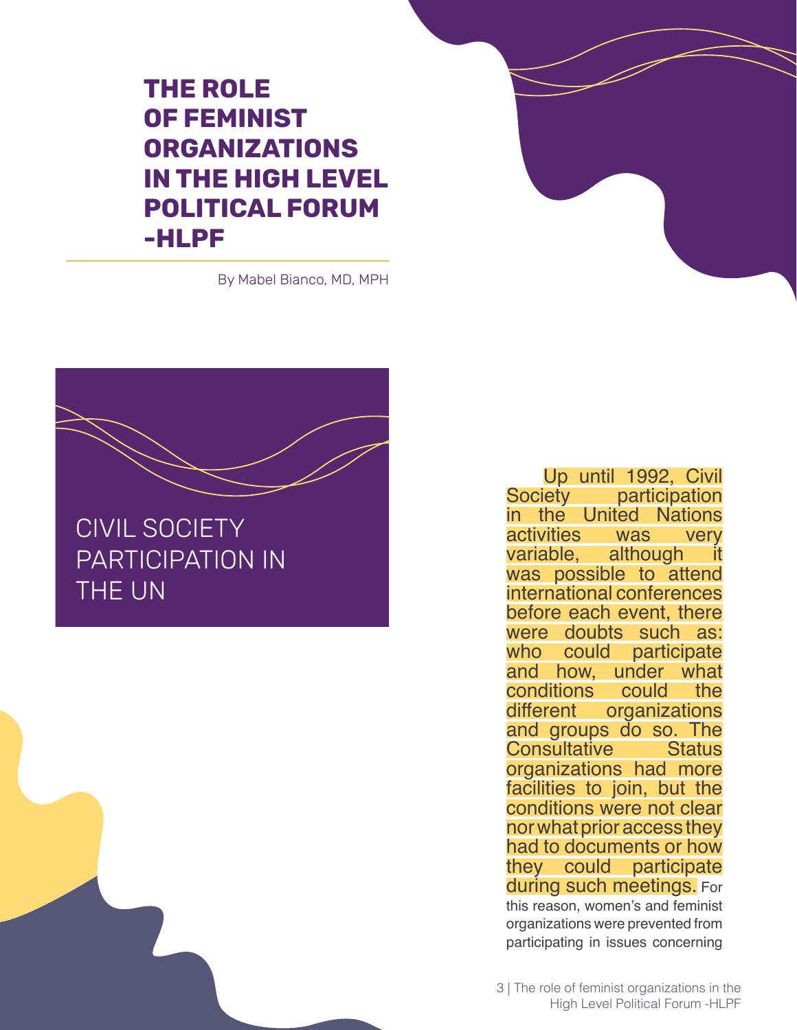# THE ROLE OF FEMINIST ORGANIZATIONS IN THE HIGH LEVEL POLITICAL FORUM -HLPF

By Mabel Bianco, MD, MPH

## CIVIL SOCIETY PARTICIPATION IN THE UN

Up until 1992, Civil Society participation in the United Nations activities was very variable, although it was possible to attend international conferences before each event, there were doubts such as: who could participate and how, under what conditions could the different organizations and groups do so. The Consultative Status organizations had more facilities to join, but the conditions were not clear nor what prior access they had to documents or how they could participate during such meetings. For this reason, women's and feminist organizations were prevented from participating in issues concerning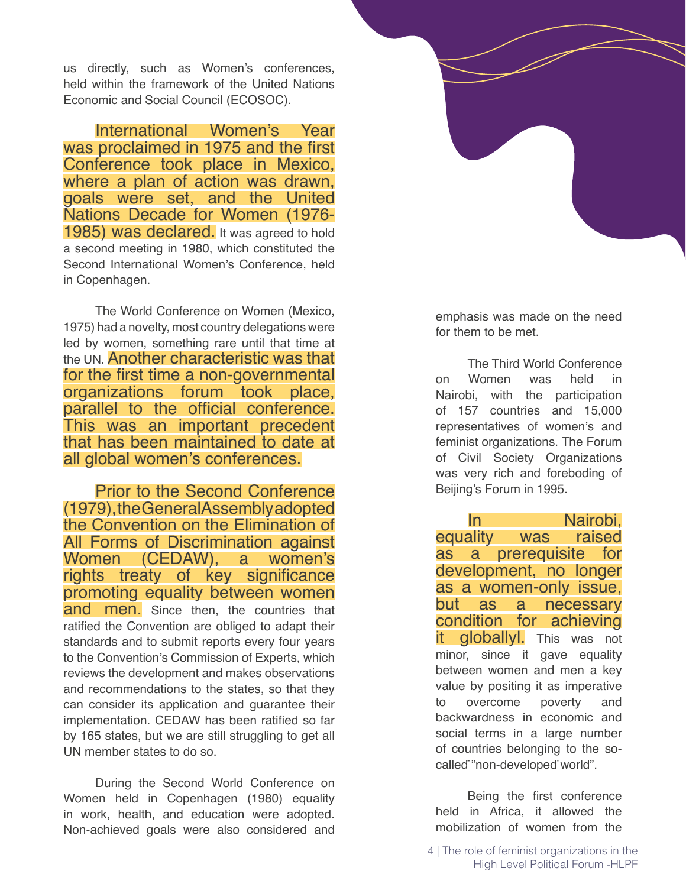us directly, such as Women's conferences, held within the framework of the United Nations Economic and Social Council (ECOSOC).

International Women's Year was proclaimed in 1975 and the first Conference took place in Mexico, where a plan of action was drawn, goals were set, and the United Nations Decade for Women (1976-1985) was declared. It was agreed to hold a second meeting in 1980, which constituted the Second International Women's Conference, held in Copenhagen.

The World Conference on Women (Mexico, 1975) had a novelty, most country delegations were led by women, something rare until that time at the UN. Another characteristic was that for the first time a non-governmental organizations forum took place, parallel to the official conference. This was an important precedent that has been maintained to date at all global women's conferences.

Prior to the Second Conference (1979), the General Assembly adopted the Convention on the Elimination of All Forms of Discrimination against Women (CEDAW), a women's rights treaty of key significance promoting equality between women and men. Since then, the countries that ratified the Convention are obliged to adapt their standards and to submit reports every four years to the Convention's Commission of Experts, which reviews the development and makes observations and recommendations to the states, so that they can consider its application and guarantee their implementation. CEDAW has been ratified so far by 165 states, but we are still struggling to get all UN member states to do so.

During the Second World Conference on Women held in Copenhagen (1980) equality in work, health, and education were adopted. Non-achieved goals were also considered and emphasis was made on the need for them to be met.

The Third World Conference on Women was held in Nairobi, with the participation of 157 countries and 15,000 representatives of women's and feminist organizations. The Forum of Civil Society Organizations was very rich and foreboding of Beijing's Forum in 1995.

In Nairobi, equality was raised as a prerequisite for development, no longer as a women-only issue, but as a necessary condition for achieving it globallyl. This was not minor, since it gave equality between women and men a key value by positing it as imperative to overcome poverty and backwardness in economic and social terms in a large number of countries belonging to the so-called "non-developed world".

Being the first conference held in Africa, it allowed the mobilization of women from the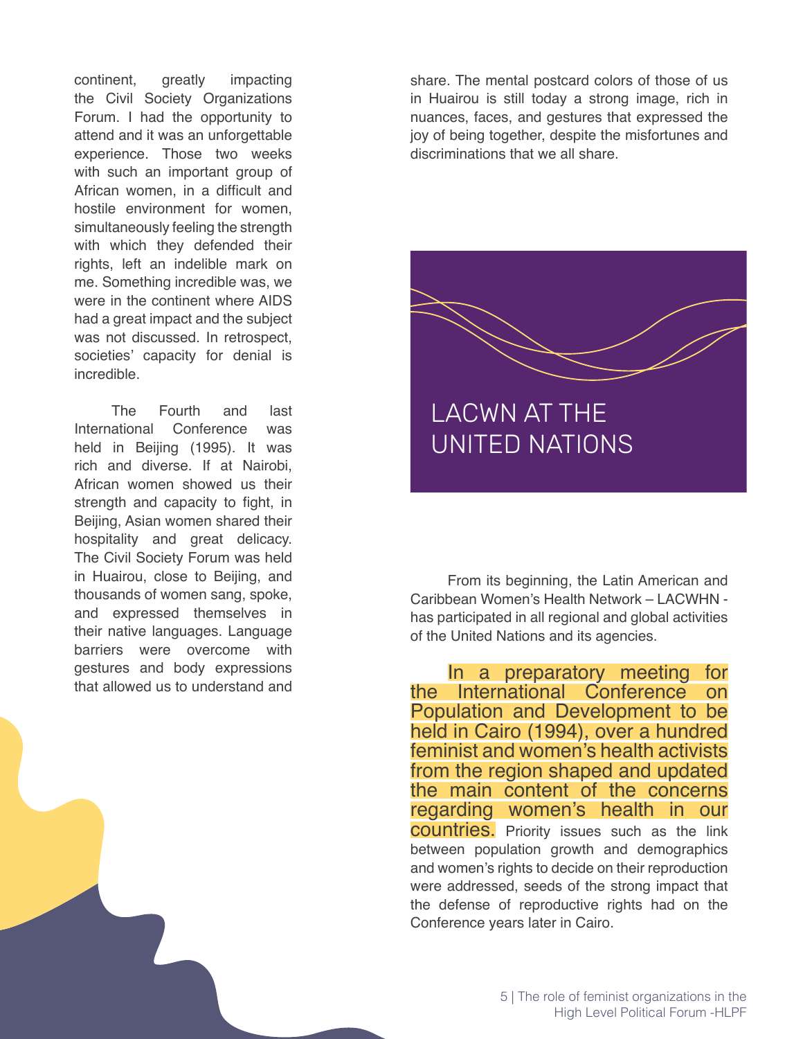continent, greatly impacting the Civil Society Organizations Forum. I had the opportunity to attend and it was an unforgettable experience. Those two weeks with such an important group of African women, in a difficult and hostile environment for women, simultaneously feeling the strength with which they defended their rights, left an indelible mark on me. Something incredible was, we were in the continent where AIDS had a great impact and the subject was not discussed. In retrospect, societies' capacity for denial is incredible.

The Fourth and last International Conference was held in Beijing (1995). It was rich and diverse. If at Nairobi, African women showed us their strength and capacity to fight, in Beijing, Asian women shared their hospitality and great delicacy. The Civil Society Forum was held in Huairou, close to Beijing, and thousands of women sang, spoke, and expressed themselves in their native languages. Language barriers were overcome with gestures and body expressions that allowed us to understand and share. The mental postcard colors of those of us in Huairou is still today a strong image, rich in nuances, faces, and gestures that expressed the joy of being together, despite the misfortunes and discriminations that we all share.

## LACWN AT THE UNITED NATIONS

From its beginning, the Latin American and Caribbean Women's Health Network – LACWHN - has participated in all regional and global activities of the United Nations and its agencies.

In a preparatory meeting for the International Conference on Population and Development to be held in Cairo (1994), over a hundred feminist and women's health activists from the region shaped and updated the main content of the concerns regarding women's health in our countries. Priority issues such as the link between population growth and demographics and women's rights to decide on their reproduction were addressed, seeds of the strong impact that the defense of reproductive rights had on the Conference years later in Cairo.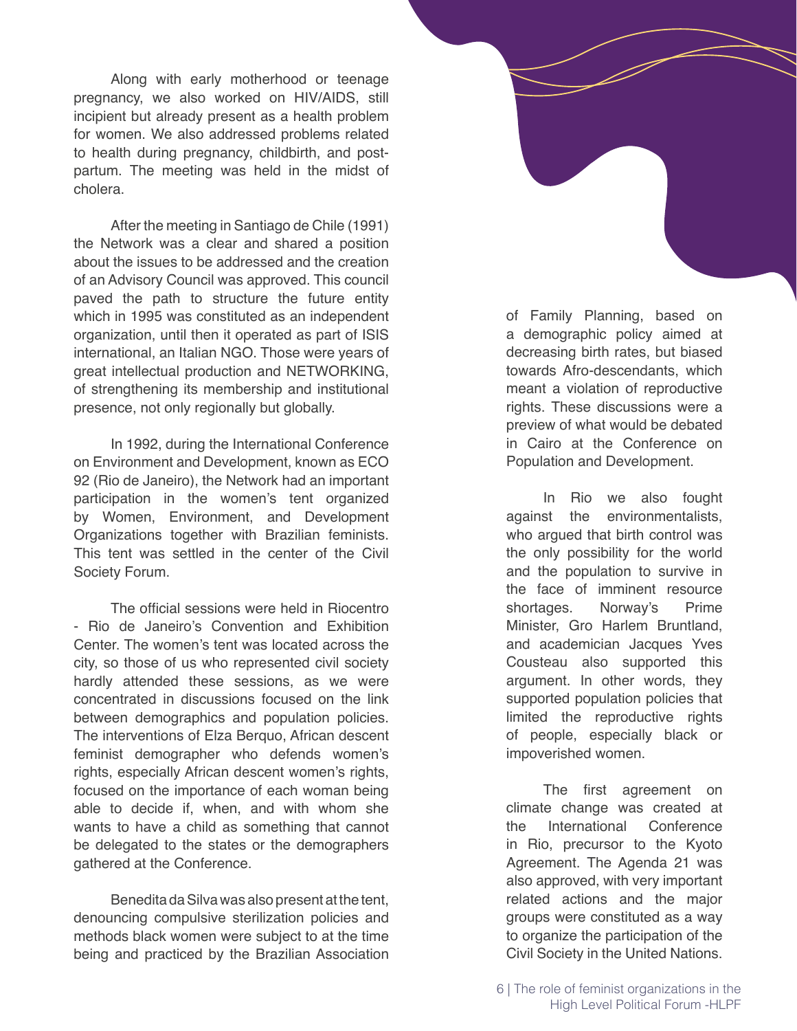Along with early motherhood or teenage pregnancy, we also worked on HIV/AIDS, still incipient but already present as a health problem for women. We also addressed problems related to health during pregnancy, childbirth, and post-partum. The meeting was held in the midst of cholera.

After the meeting in Santiago de Chile (1991) the Network was a clear and shared a position about the issues to be addressed and the creation of an Advisory Council was approved. This council paved the path to structure the future entity which in 1995 was constituted as an independent organization, until then it operated as part of ISIS international, an Italian NGO. Those were years of great intellectual production and NETWORKING, of strengthening its membership and institutional presence, not only regionally but globally.

In 1992, during the International Conference on Environment and Development, known as ECO 92 (Rio de Janeiro), the Network had an important participation in the women's tent organized by Women, Environment, and Development Organizations together with Brazilian feminists. This tent was settled in the center of the Civil Society Forum.

The official sessions were held in Riocentro - Rio de Janeiro's Convention and Exhibition Center. The women's tent was located across the city, so those of us who represented civil society hardly attended these sessions, as we were concentrated in discussions focused on the link between demographics and population policies. The interventions of Elza Berquo, African descent feminist demographer who defends women's rights, especially African descent women's rights, focused on the importance of each woman being able to decide if, when, and with whom she wants to have a child as something that cannot be delegated to the states or the demographers gathered at the Conference.

Benedita da Silva was also present at the tent, denouncing compulsive sterilization policies and methods black women were subject to at the time being and practiced by the Brazilian Association of Family Planning, based on a demographic policy aimed at decreasing birth rates, but biased towards Afro-descendants, which meant a violation of reproductive rights. These discussions were a preview of what would be debated in Cairo at the Conference on Population and Development.

In Rio we also fought against the environmentalists, who argued that birth control was the only possibility for the world and the population to survive in the face of imminent resource shortages. Norway's Prime Minister, Gro Harlem Bruntland, and academician Jacques Yves Cousteau also supported this argument. In other words, they supported population policies that limited the reproductive rights of people, especially black or impoverished women.

The first agreement on climate change was created at the International Conference in Rio, precursor to the Kyoto Agreement. The Agenda 21 was also approved, with very important related actions and the major groups were constituted as a way to organize the participation of the Civil Society in the United Nations.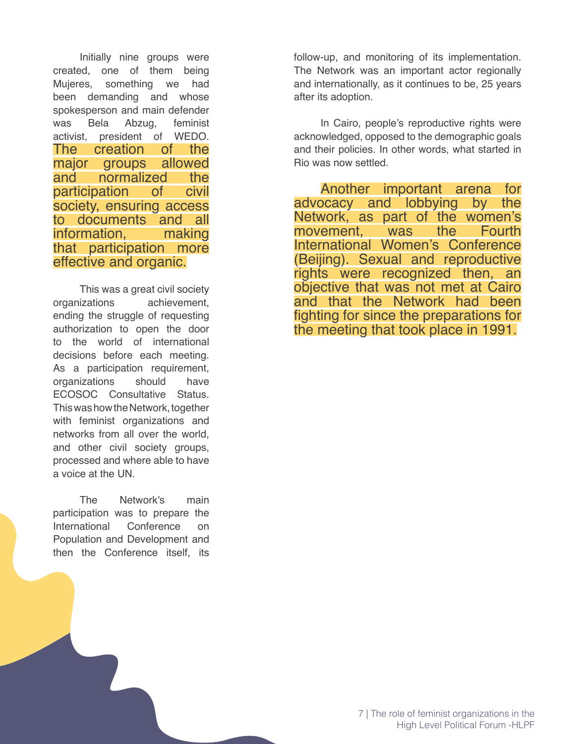Initially nine groups were created, one of them being Mujeres, something we had been demanding and whose spokesperson and main defender was Bela Abzug, feminist activist, president of WEDO. The creation of the major groups allowed and normalized the participation of civil society, ensuring access to documents and all information, making that participation more effective and organic.

This was a great civil society organizations achievement, ending the struggle of requesting authorization to open the door to the world of international decisions before each meeting. As a participation requirement, organizations should have ECOSOC Consultative Status. This was how the Network, together with feminist organizations and networks from all over the world, and other civil society groups, processed and where able to have a voice at the UN.

The Network's main participation was to prepare the International Conference on Population and Development and then the Conference itself, its follow-up, and monitoring of its implementation. The Network was an important actor regionally and internationally, as it continues to be, 25 years after its adoption.

In Cairo, people's reproductive rights were acknowledged, opposed to the demographic goals and their policies. In other words, what started in Rio was now settled.

Another important arena for advocacy and lobbying by the Network, as part of the women's movement, was the Fourth International Women's Conference (Beijing). Sexual and reproductive rights were recognized then, an objective that was not met at Cairo and that the Network had been fighting for since the preparations for the meeting that took place in 1991.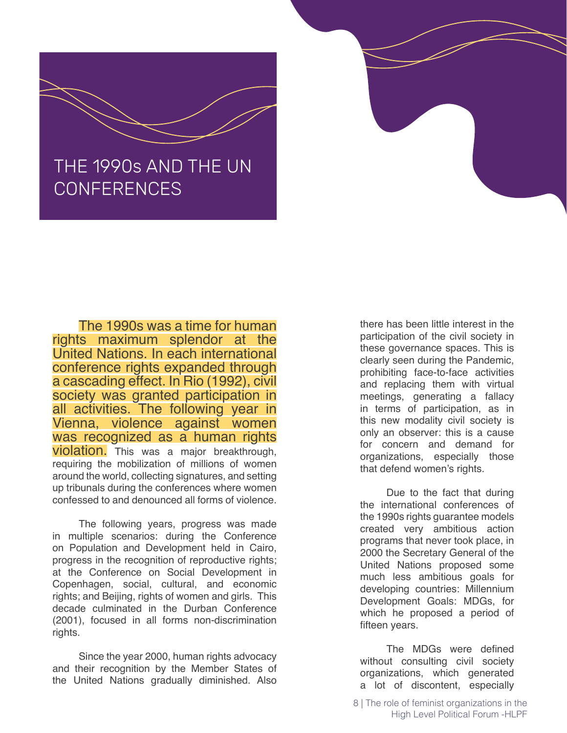# THE 1990s AND THE UN CONFERENCES

The 1990s was a time for human rights maximum splendor at the United Nations. In each international conference rights expanded through a cascading effect. In Rio (1992), civil society was granted participation in all activities. The following year in Vienna, violence against women was recognized as a human rights violation. This was a major breakthrough, requiring the mobilization of millions of women around the world, collecting signatures, and setting up tribunals during the conferences where women confessed to and denounced all forms of violence.

The following years, progress was made in multiple scenarios: during the Conference on Population and Development held in Cairo, progress in the recognition of reproductive rights; at the Conference on Social Development in Copenhagen, social, cultural, and economic rights; and Beijing, rights of women and girls. This decade culminated in the Durban Conference (2001), focused in all forms non-discrimination rights.

Since the year 2000, human rights advocacy and their recognition by the Member States of the United Nations gradually diminished. Also there has been little interest in the participation of the civil society in these governance spaces. This is clearly seen during the Pandemic, prohibiting face-to-face activities and replacing them with virtual meetings, generating a fallacy in terms of participation, as in this new modality civil society is only an observer: this is a cause for concern and demand for organizations, especially those that defend women's rights.

Due to the fact that during the international conferences of the 1990s rights guarantee models created very ambitious action programs that never took place, in 2000 the Secretary General of the United Nations proposed some much less ambitious goals for developing countries: Millennium Development Goals: MDGs, for which he proposed a period of fifteen years.

The MDGs were defined without consulting civil society organizations, which generated a lot of discontent, especially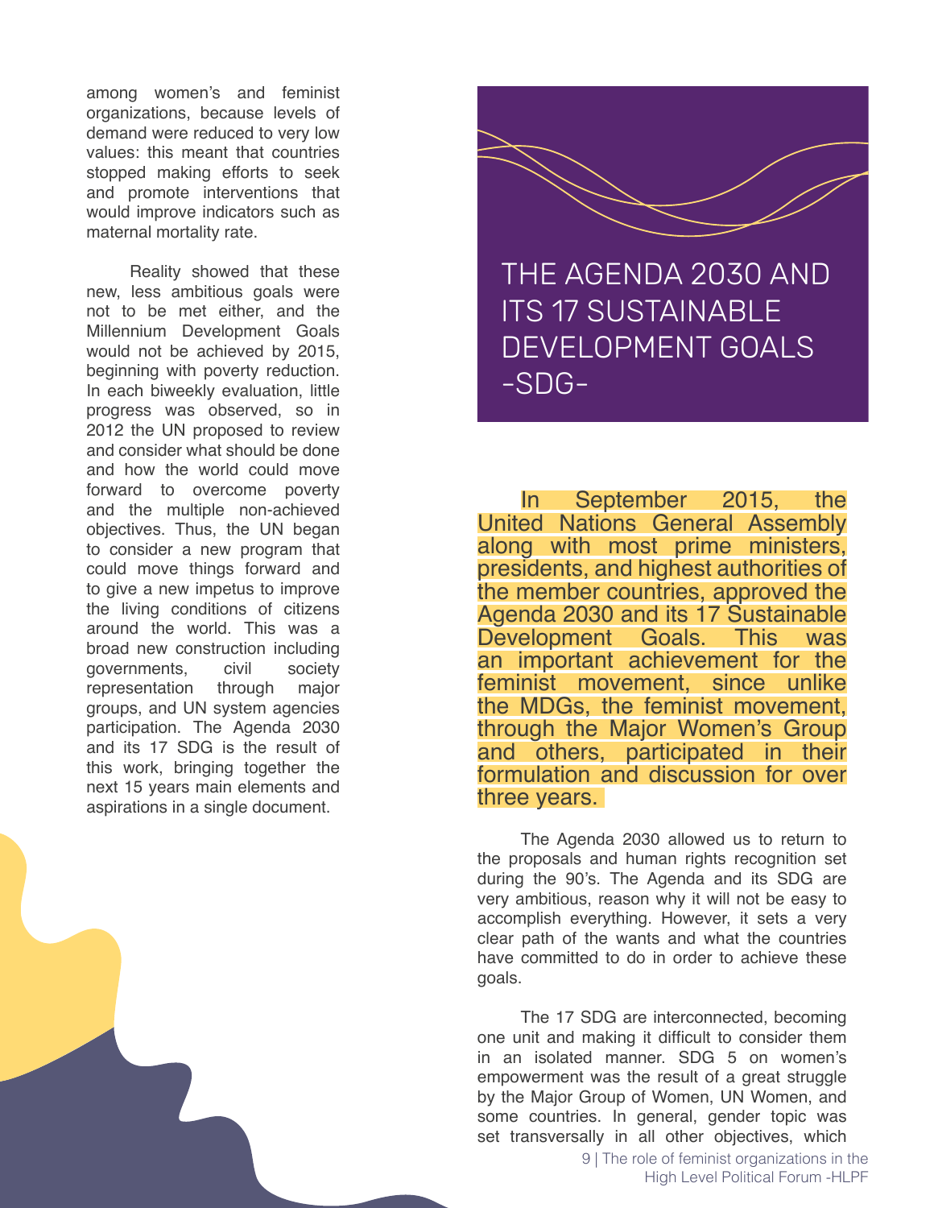among women's and feminist organizations, because levels of demand were reduced to very low values: this meant that countries stopped making efforts to seek and promote interventions that would improve indicators such as maternal mortality rate.

Reality showed that these new, less ambitious goals were not to be met either, and the Millennium Development Goals would not be achieved by 2015, beginning with poverty reduction. In each biweekly evaluation, little progress was observed, so in 2012 the UN proposed to review and consider what should be done and how the world could move forward to overcome poverty and the multiple non-achieved objectives. Thus, the UN began to consider a new program that could move things forward and to give a new impetus to improve the living conditions of citizens around the world. This was a broad new construction including governments, civil society representation through major groups, and UN system agencies participation. The Agenda 2030 and its 17 SDG is the result of this work, bringing together the next 15 years main elements and aspirations in a single document.

# THE AGENDA 2030 AND ITS 17 SUSTAINABLE DEVELOPMENT GOALS -SDG-

In September 2015, the United Nations General Assembly along with most prime ministers, presidents, and highest authorities of the member countries, approved the Agenda 2030 and its 17 Sustainable Development Goals. This was an important achievement for the feminist movement, since unlike the MDGs, the feminist movement, through the Major Women's Group and others, participated in their formulation and discussion for over three years.

The Agenda 2030 allowed us to return to the proposals and human rights recognition set during the 90's. The Agenda and its SDG are very ambitious, reason why it will not be easy to accomplish everything. However, it sets a very clear path of the wants and what the countries have committed to do in order to achieve these goals.

The 17 SDG are interconnected, becoming one unit and making it difficult to consider them in an isolated manner. SDG 5 on women's empowerment was the result of a great struggle by the Major Group of Women, UN Women, and some countries. In general, gender topic was set transversally in all other objectives, which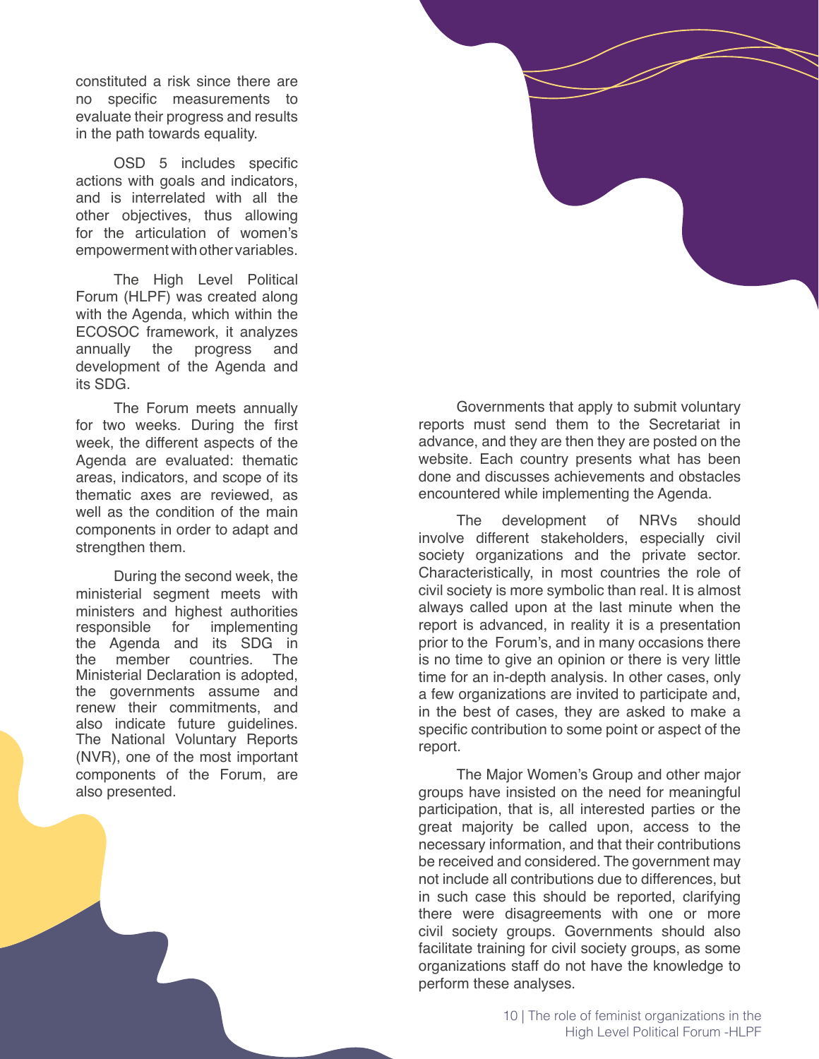constituted a risk since there are no specific measurements to evaluate their progress and results in the path towards equality.

OSD 5 includes specific actions with goals and indicators, and is interrelated with all the other objectives, thus allowing for the articulation of women's empowerment with other variables.

The High Level Political Forum (HLPF) was created along with the Agenda, which within the ECOSOC framework, it analyzes annually the progress and development of the Agenda and its SDG.

The Forum meets annually for two weeks. During the first week, the different aspects of the Agenda are evaluated: thematic areas, indicators, and scope of its thematic axes are reviewed, as well as the condition of the main components in order to adapt and strengthen them.

During the second week, the ministerial segment meets with ministers and highest authorities responsible for implementing the Agenda and its SDG in the member countries. The Ministerial Declaration is adopted, the governments assume and renew their commitments, and also indicate future guidelines. The National Voluntary Reports (NVR), one of the most important components of the Forum, are also presented.

Governments that apply to submit voluntary reports must send them to the Secretariat in advance, and they are then they are posted on the website. Each country presents what has been done and discusses achievements and obstacles encountered while implementing the Agenda.

The development of NRVs should involve different stakeholders, especially civil society organizations and the private sector. Characteristically, in most countries the role of civil society is more symbolic than real. It is almost always called upon at the last minute when the report is advanced, in reality it is a presentation prior to the Forum's, and in many occasions there is no time to give an opinion or there is very little time for an in-depth analysis. In other cases, only a few organizations are invited to participate and, in the best of cases, they are asked to make a specific contribution to some point or aspect of the report.

The Major Women's Group and other major groups have insisted on the need for meaningful participation, that is, all interested parties or the great majority be called upon, access to the necessary information, and that their contributions be received and considered. The government may not include all contributions due to differences, but in such case this should be reported, clarifying there were disagreements with one or more civil society groups. Governments should also facilitate training for civil society groups, as some organizations staff do not have the knowledge to perform these analyses.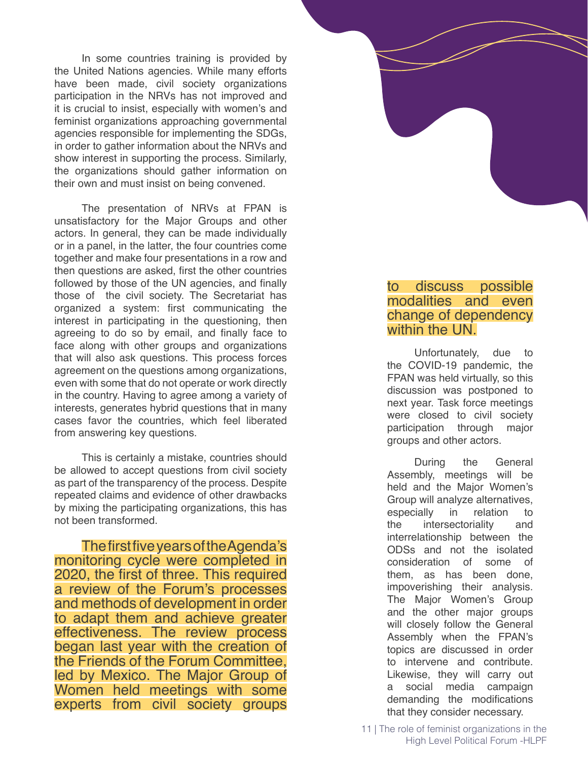In some countries training is provided by the United Nations agencies. While many efforts have been made, civil society organizations participation in the NRVs has not improved and it is crucial to insist, especially with women's and feminist organizations approaching governmental agencies responsible for implementing the SDGs, in order to gather information about the NRVs and show interest in supporting the process. Similarly, the organizations should gather information on their own and must insist on being convened.

The presentation of NRVs at FPAN is unsatisfactory for the Major Groups and other actors. In general, they can be made individually or in a panel, in the latter, the four countries come together and make four presentations in a row and then questions are asked, first the other countries followed by those of the UN agencies, and finally those of the civil society. The Secretariat has organized a system: first communicating the interest in participating in the questioning, then agreeing to do so by email, and finally face to face along with other groups and organizations that will also ask questions. This process forces agreement on the questions among organizations, even with some that do not operate or work directly in the country. Having to agree among a variety of interests, generates hybrid questions that in many cases favor the countries, which feel liberated from answering key questions.

This is certainly a mistake, countries should be allowed to accept questions from civil society as part of the transparency of the process. Despite repeated claims and evidence of other drawbacks by mixing the participating organizations, this has not been transformed.

The first five years of the Agenda's monitoring cycle were completed in 2020, the first of three. This required a review of the Forum's processes and methods of development in order to adapt them and achieve greater effectiveness. The review process began last year with the creation of the Friends of the Forum Committee, led by Mexico. The Major Group of Women held meetings with some experts from civil society groups to discuss possible modalities and even change of dependency within the UN.

Unfortunately, due to the COVID-19 pandemic, the FPAN was held virtually, so this discussion was postponed to next year. Task force meetings were closed to civil society participation through major groups and other actors.

During the General Assembly, meetings will be held and the Major Women's Group will analyze alternatives, especially in relation to the intersectoriality and interrelationship between the ODSs and not the isolated consideration of some of them, as has been done, impoverishing their analysis. The Major Women's Group and the other major groups will closely follow the General Assembly when the FPAN's topics are discussed in order to intervene and contribute. Likewise, they will carry out a social media campaign demanding the modifications that they consider necessary.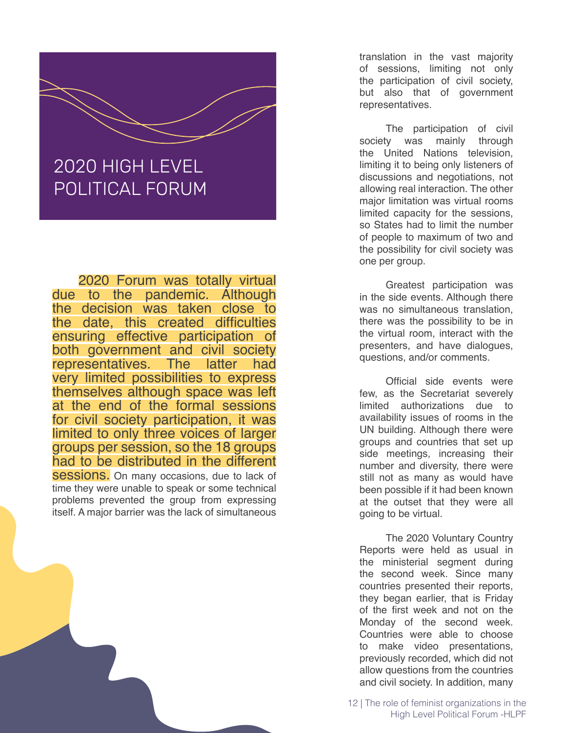# 2020 HIGH LEVEL POLITICAL FORUM

2020 Forum was totally virtual due to the pandemic. Although the decision was taken close to the date, this created difficulties ensuring effective participation of both government and civil society representatives. The latter had very limited possibilities to express themselves although space was left at the end of the formal sessions for civil society participation, it was limited to only three voices of larger groups per session, so the 18 groups had to be distributed in the different sessions. On many occasions, due to lack of time they were unable to speak or some technical problems prevented the group from expressing itself. A major barrier was the lack of simultaneous translation in the vast majority of sessions, limiting not only the participation of civil society, but also that of government representatives.

The participation of civil society was mainly through the United Nations television, limiting it to being only listeners of discussions and negotiations, not allowing real interaction. The other major limitation was virtual rooms limited capacity for the sessions, so States had to limit the number of people to maximum of two and the possibility for civil society was one per group.

Greatest participation was in the side events. Although there was no simultaneous translation, there was the possibility to be in the virtual room, interact with the presenters, and have dialogues, questions, and/or comments.

Official side events were few, as the Secretariat severely limited authorizations due to availability issues of rooms in the UN building. Although there were groups and countries that set up side meetings, increasing their number and diversity, there were still not as many as would have been possible if it had been known at the outset that they were all going to be virtual.

The 2020 Voluntary Country Reports were held as usual in the ministerial segment during the second week. Since many countries presented their reports, they began earlier, that is Friday of the first week and not on the Monday of the second week. Countries were able to choose to make video presentations, previously recorded, which did not allow questions from the countries and civil society. In addition, many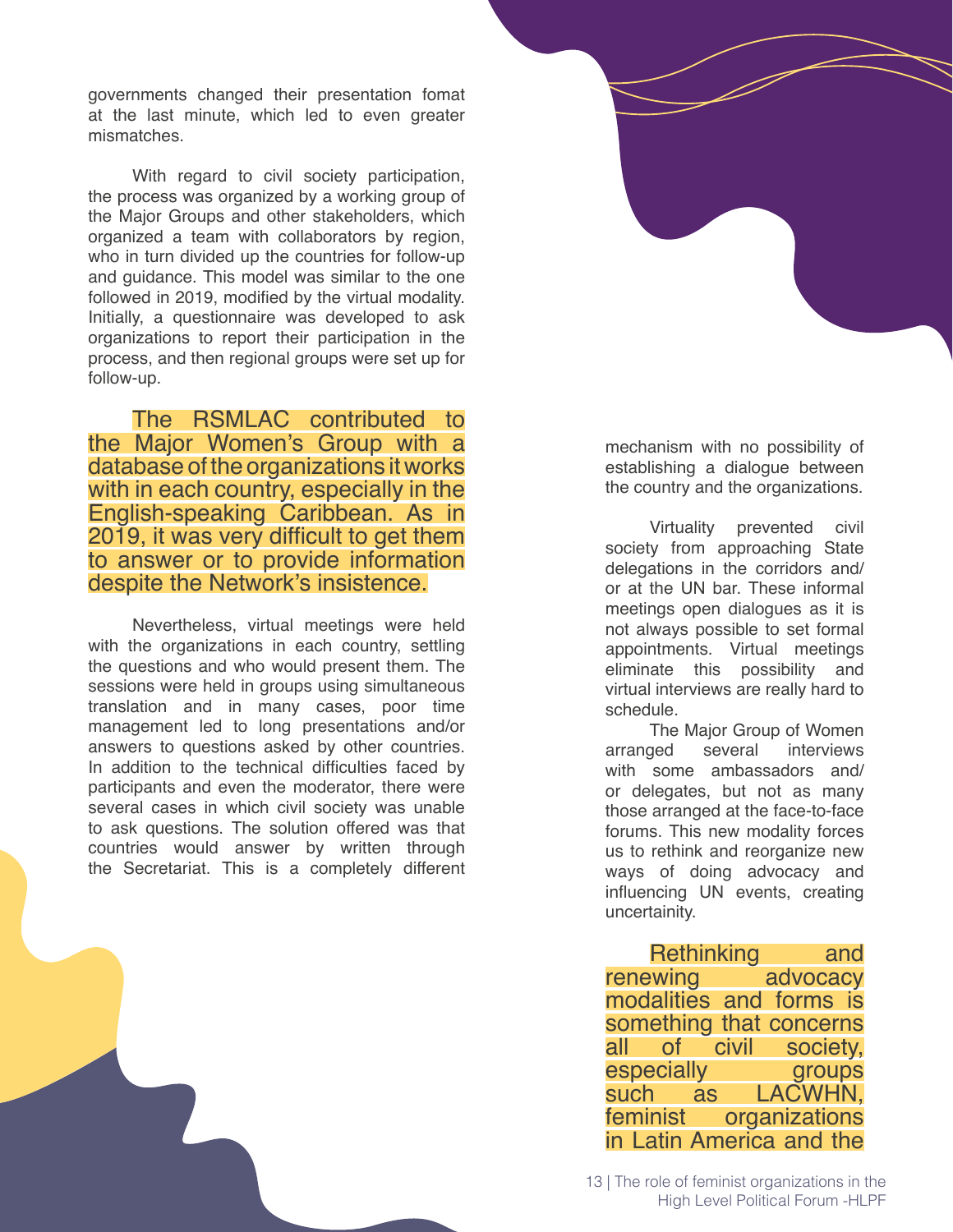governments changed their presentation fomat at the last minute, which led to even greater mismatches.

With regard to civil society participation, the process was organized by a working group of the Major Groups and other stakeholders, which organized a team with collaborators by region, who in turn divided up the countries for follow-up and guidance. This model was similar to the one followed in 2019, modified by the virtual modality. Initially, a questionnaire was developed to ask organizations to report their participation in the process, and then regional groups were set up for follow-up.

The RSMLAC contributed to the Major Women's Group with a database of the organizations it works with in each country, especially in the English-speaking Caribbean. As in 2019, it was very difficult to get them to answer or to provide information despite the Network's insistence.

Nevertheless, virtual meetings were held with the organizations in each country, settling the questions and who would present them. The sessions were held in groups using simultaneous translation and in many cases, poor time management led to long presentations and/or answers to questions asked by other countries. In addition to the technical difficulties faced by participants and even the moderator, there were several cases in which civil society was unable to ask questions. The solution offered was that countries would answer by written through the Secretariat. This is a completely different mechanism with no possibility of establishing a dialogue between the country and the organizations.

Virtuality prevented civil society from approaching State delegations in the corridors and/or at the UN bar. These informal meetings open dialogues as it is not always possible to set formal appointments. Virtual meetings eliminate this possibility and virtual interviews are really hard to schedule.

The Major Group of Women arranged several interviews with some ambassadors and/or delegates, but not as many those arranged at the face-to-face forums. This new modality forces us to rethink and reorganize new ways of doing advocacy and influencing UN events, creating uncertainity.

Rethinking and renewing advocacy modalities and forms is something that concerns all of civil society, especially groups such as LACWHN, feminist organizations in Latin America and the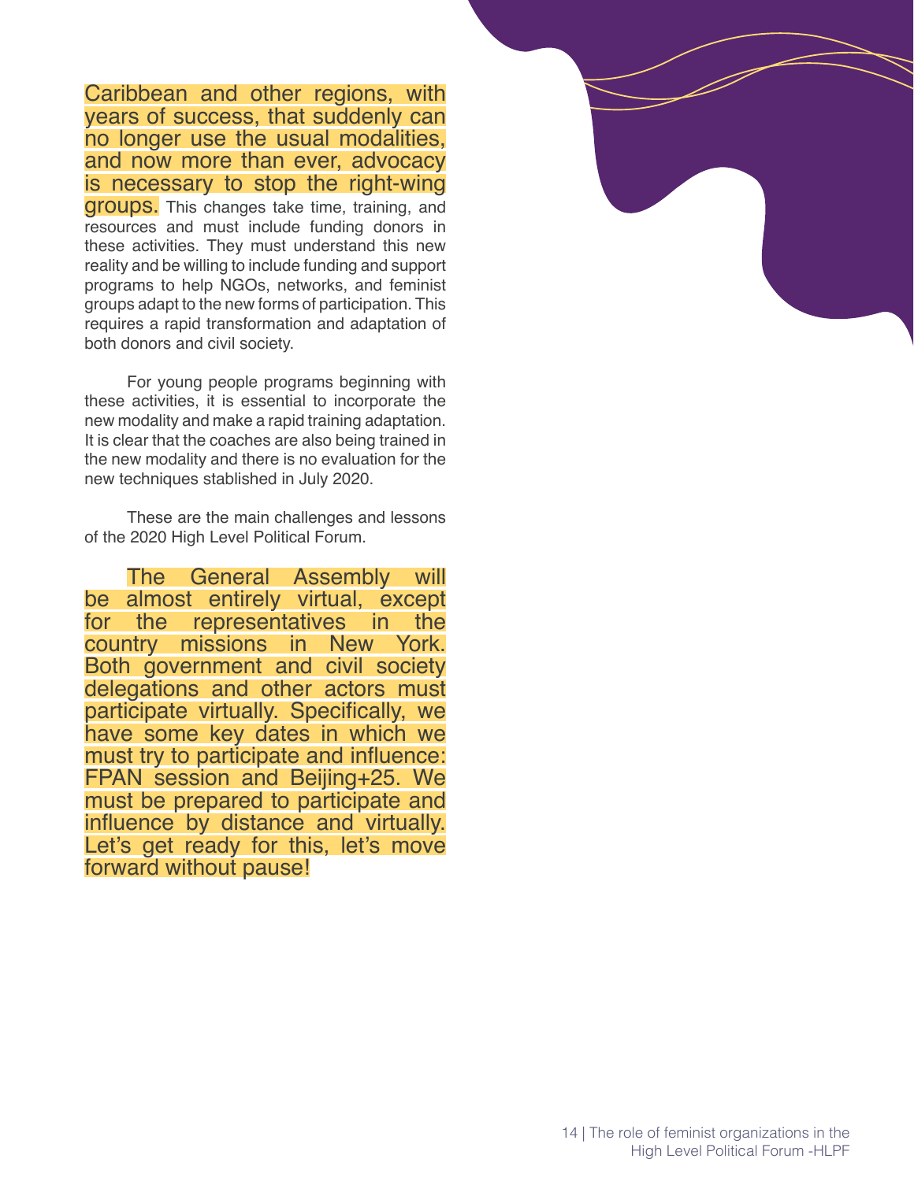Caribbean and other regions, with years of success, that suddenly can no longer use the usual modalities, and now more than ever, advocacy is necessary to stop the right-wing groups. This changes take time, training, and resources and must include funding donors in these activities. They must understand this new reality and be willing to include funding and support programs to help NGOs, networks, and feminist groups adapt to the new forms of participation. This requires a rapid transformation and adaptation of both donors and civil society.

For young people programs beginning with these activities, it is essential to incorporate the new modality and make a rapid training adaptation. It is clear that the coaches are also being trained in the new modality and there is no evaluation for the new techniques stablished in July 2020.

These are the main challenges and lessons of the 2020 High Level Political Forum.

The General Assembly will be almost entirely virtual, except for the representatives in the country missions in New York. Both government and civil society delegations and other actors must participate virtually. Specifically, we have some key dates in which we must try to participate and influence: FPAN session and Beijing+25. We must be prepared to participate and influence by distance and virtually. Let's get ready for this, let's move forward without pause!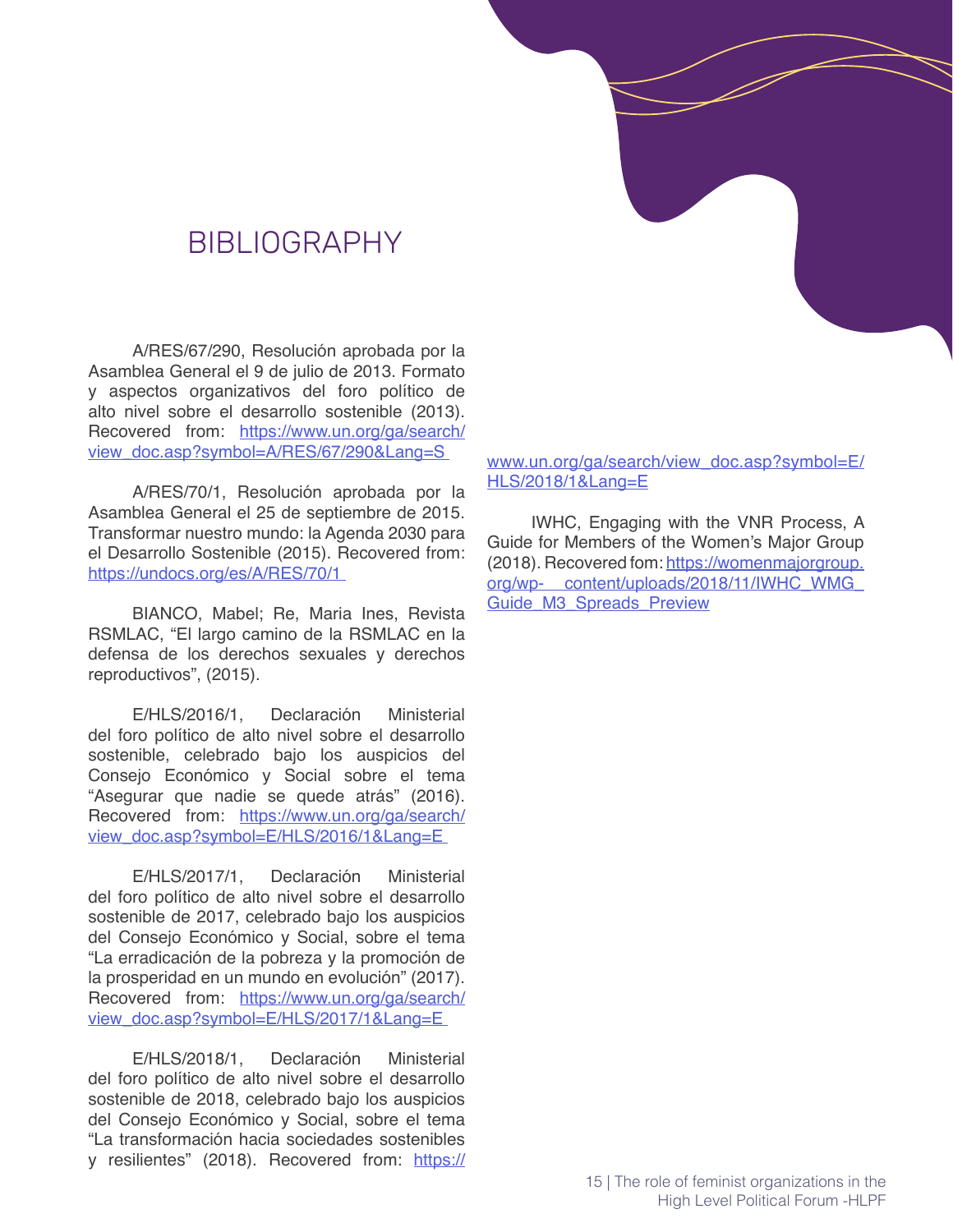# BIBLIOGRAPHY

A/RES/67/290, Resolución aprobada por la Asamblea General el 9 de julio de 2013. Formato y aspectos organizativos del foro político de alto nivel sobre el desarrollo sostenible (2013). Recovered from: https://www.un.org/ga/search/view_doc.asp?symbol=A/RES/67/290&Lang=S

A/RES/70/1, Resolución aprobada por la Asamblea General el 25 de septiembre de 2015. Transformar nuestro mundo: la Agenda 2030 para el Desarrollo Sostenible (2015). Recovered from: https://undocs.org/es/A/RES/70/1

BIANCO, Mabel; Re, Maria Ines, Revista RSMLAC, "El largo camino de la RSMLAC en la defensa de los derechos sexuales y derechos reproductivos", (2015).

E/HLS/2016/1, Declaración Ministerial del foro político de alto nivel sobre el desarrollo sostenible, celebrado bajo los auspicios del Consejo Económico y Social sobre el tema "Asegurar que nadie se quede atrás" (2016). Recovered from: https://www.un.org/ga/search/view_doc.asp?symbol=E/HLS/2016/1&Lang=E

E/HLS/2017/1, Declaración Ministerial del foro político de alto nivel sobre el desarrollo sostenible de 2017, celebrado bajo los auspicios del Consejo Económico y Social, sobre el tema "La erradicación de la pobreza y la promoción de la prosperidad en un mundo en evolución" (2017). Recovered from: https://www.un.org/ga/search/view_doc.asp?symbol=E/HLS/2017/1&Lang=E

E/HLS/2018/1, Declaración Ministerial del foro político de alto nivel sobre el desarrollo sostenible de 2018, celebrado bajo los auspicios del Consejo Económico y Social, sobre el tema "La transformación hacia sociedades sostenibles y resilientes" (2018). Recovered from: https://www.un.org/ga/search/view_doc.asp?symbol=E/HLS/2018/1&Lang=E

IWHC, Engaging with the VNR Process, A Guide for Members of the Women's Major Group (2018). Recovered fom: https://womenmajorgroup.org/wp- content/uploads/2018/11/IWHC_WMG_Guide_M3_Spreads_Preview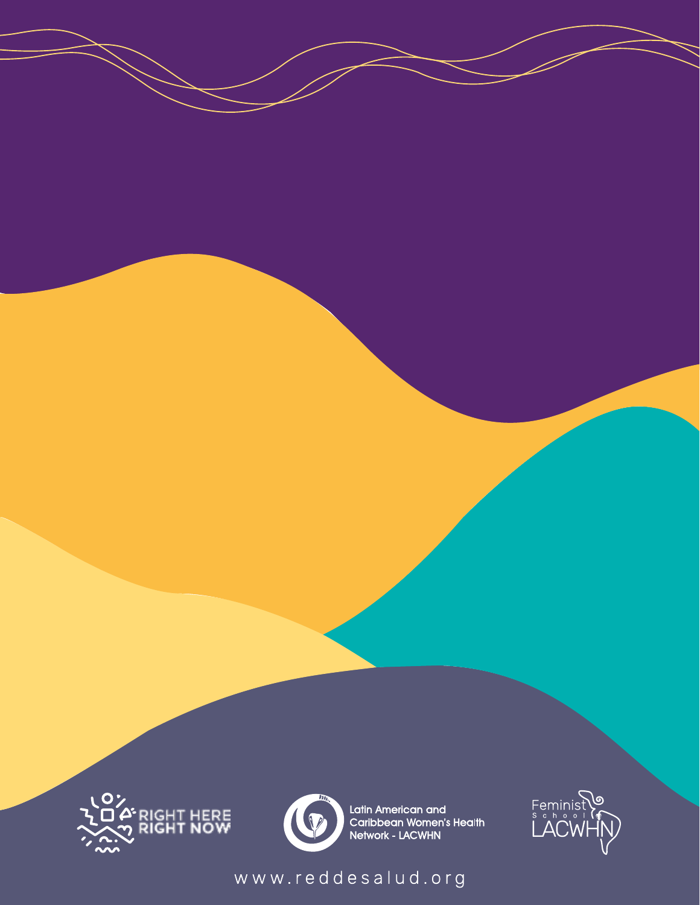RIGHT HERE RIGHT NOW

Latin American and Caribbean Women's Health Network - LACWHN

Feminist School LACWHN

www.reddesalud.org